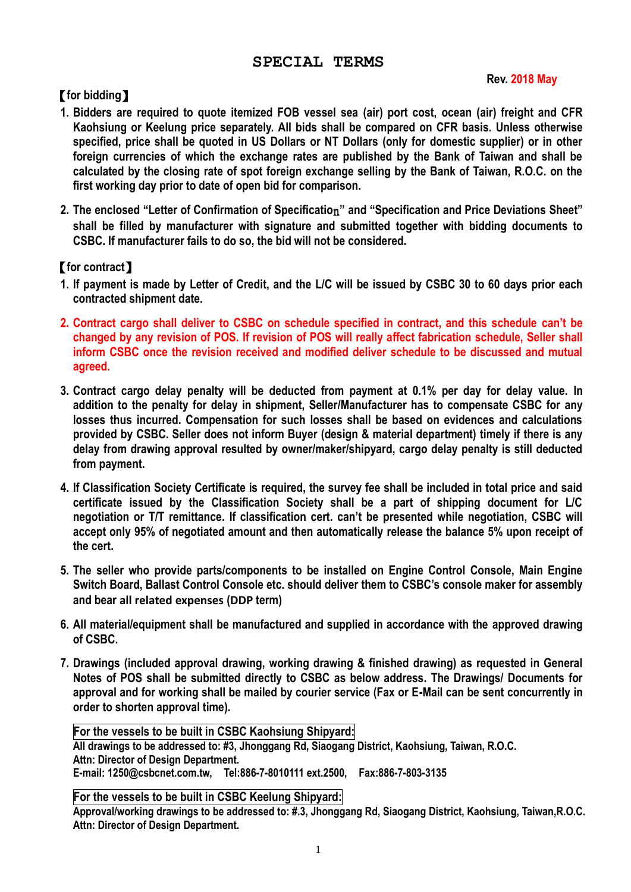# SPECIAL TERMS

**Rev. 2018 May**

**【for bidding】**

1. **Bidders are required to quote itemized FOB vessel sea (air) port cost, ocean (air) freight and CFR Kaohsiung or Keelung price separately. All bids shall be compared on CFR basis. Unless otherwise specified, price shall be quoted in US Dollars or NT Dollars (only for domestic supplier) or in other foreign currencies of which the exchange rates are published by the Bank of Taiwan and shall be calculated by the closing rate of spot foreign exchange selling by the Bank of Taiwan, R.O.C. on the first working day prior to date of open bid for comparison.**

2. **The enclosed "Letter of Confirmation of Specification" and "Specification and Price Deviations Sheet" shall be filled by manufacturer with signature and submitted together with bidding documents to CSBC. If manufacturer fails to do so, the bid will not be considered.**

**【for contract】**

1. **If payment is made by Letter of Credit, and the L/C will be issued by CSBC 30 to 60 days prior each contracted shipment date.**

2. **Contract cargo shall deliver to CSBC on schedule specified in contract, and this schedule can't be changed by any revision of POS. If revision of POS will really affect fabrication schedule, Seller shall inform CSBC once the revision received and modified deliver schedule to be discussed and mutual agreed.**

3. **Contract cargo delay penalty will be deducted from payment at 0.1% per day for delay value. In addition to the penalty for delay in shipment, Seller/Manufacturer has to compensate CSBC for any losses thus incurred. Compensation for such losses shall be based on evidences and calculations provided by CSBC. Seller does not inform Buyer (design & material department) timely if there is any delay from drawing approval resulted by owner/maker/shipyard, cargo delay penalty is still deducted from payment.**

4. **If Classification Society Certificate is required, the survey fee shall be included in total price and said certificate issued by the Classification Society shall be a part of shipping document for L/C negotiation or T/T remittance. If classification cert. can't be presented while negotiation, CSBC will accept only 95% of negotiated amount and then automatically release the balance 5% upon receipt of the cert.**

5. **The seller who provide parts/components to be installed on Engine Control Console, Main Engine Switch Board, Ballast Control Console etc. should deliver them to CSBC's console maker for assembly and bear all related expenses (DDP term)**

6. **All material/equipment shall be manufactured and supplied in accordance with the approved drawing of CSBC.**

7. **Drawings (included approval drawing, working drawing & finished drawing) as requested in General Notes of POS shall be submitted directly to CSBC as below address. The Drawings/ Documents for approval and for working shall be mailed by courier service (Fax or E-Mail can be sent concurrently in order to shorten approval time).**

   **For the vessels to be built in CSBC Kaohsiung Shipyard:**
   **All drawings to be addressed to: #3, Jhonggang Rd, Siaogang District, Kaohsiung, Taiwan, R.O.C.**
   **Attn: Director of Design Department.**
   **E-mail: 1250@csbcnet.com.tw, Tel:886-7-8010111 ext.2500, Fax:886-7-803-3135**

   **For the vessels to be built in CSBC Keelung Shipyard:**
   **Approval/working drawings to be addressed to: #.3, Jhonggang Rd, Siaogang District, Kaohsiung, Taiwan,R.O.C.**
   **Attn: Director of Design Department.**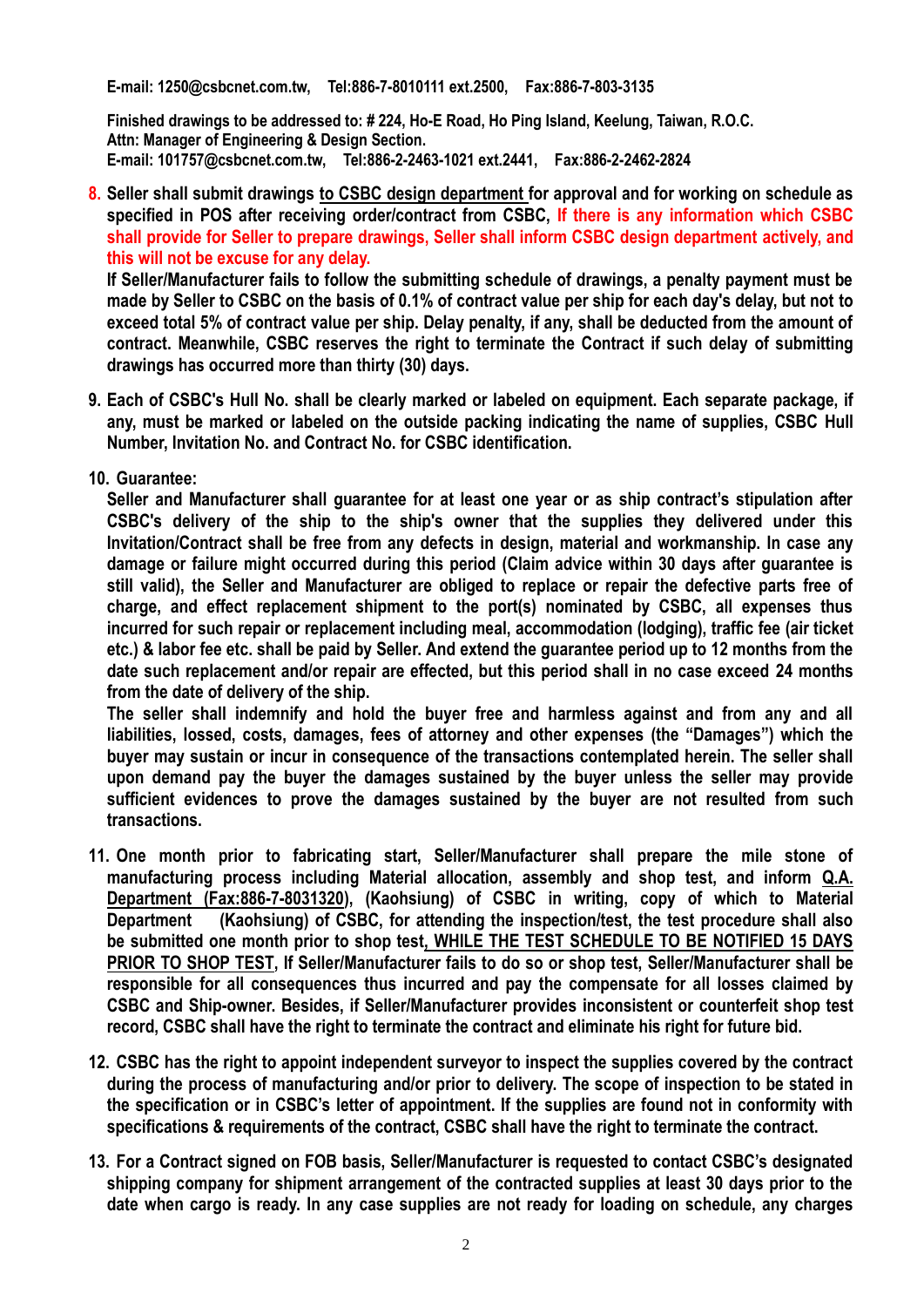**E-mail: 1250@csbcnet.com.tw, Tel:886-7-8010111 ext.2500, Fax:886-7-803-3135**

**Finished drawings to be addressed to: # 224, Ho-E Road, Ho Ping Island, Keelung, Taiwan, R.O.C.**
**Attn: Manager of Engineering & Design Section.**
**E-mail: 101757@csbcnet.com.tw, Tel:886-2-2463-1021 ext.2441, Fax:886-2-2462-2824**

8. **Seller shall submit drawings to CSBC design department for approval and for working on schedule as specified in POS after receiving order/contract from CSBC, If there is any information which CSBC shall provide for Seller to prepare drawings, Seller shall inform CSBC design department actively, and this will not be excuse for any delay.**

   **If Seller/Manufacturer fails to follow the submitting schedule of drawings, a penalty payment must be made by Seller to CSBC on the basis of 0.1% of contract value per ship for each day's delay, but not to exceed total 5% of contract value per ship. Delay penalty, if any, shall be deducted from the amount of contract. Meanwhile, CSBC reserves the right to terminate the Contract if such delay of submitting drawings has occurred more than thirty (30) days.**

9. **Each of CSBC's Hull No. shall be clearly marked or labeled on equipment. Each separate package, if any, must be marked or labeled on the outside packing indicating the name of supplies, CSBC Hull Number, Invitation No. and Contract No. for CSBC identification.**

10. **Guarantee:**

    **Seller and Manufacturer shall guarantee for at least one year or as ship contract's stipulation after CSBC's delivery of the ship to the ship's owner that the supplies they delivered under this Invitation/Contract shall be free from any defects in design, material and workmanship. In case any damage or failure might occurred during this period (Claim advice within 30 days after guarantee is still valid), the Seller and Manufacturer are obliged to replace or repair the defective parts free of charge, and effect replacement shipment to the port(s) nominated by CSBC, all expenses thus incurred for such repair or replacement including meal, accommodation (lodging), traffic fee (air ticket etc.) & labor fee etc. shall be paid by Seller. And extend the guarantee period up to 12 months from the date such replacement and/or repair are effected, but this period shall in no case exceed 24 months from the date of delivery of the ship.**

    **The seller shall indemnify and hold the buyer free and harmless against and from any and all liabilities, lossed, costs, damages, fees of attorney and other expenses (the "Damages") which the buyer may sustain or incur in consequence of the transactions contemplated herein. The seller shall upon demand pay the buyer the damages sustained by the buyer unless the seller may provide sufficient evidences to prove the damages sustained by the buyer are not resulted from such transactions.**

11. **One month prior to fabricating start, Seller/Manufacturer shall prepare the mile stone of manufacturing process including Material allocation, assembly and shop test, and inform Q.A. Department (Fax:886-7-8031320), (Kaohsiung) of CSBC in writing, copy of which to Material Department (Kaohsiung) of CSBC, for attending the inspection/test, the test procedure shall also be submitted one month prior to shop test, WHILE THE TEST SCHEDULE TO BE NOTIFIED 15 DAYS PRIOR TO SHOP TEST, If Seller/Manufacturer fails to do so or shop test, Seller/Manufacturer shall be responsible for all consequences thus incurred and pay the compensate for all losses claimed by CSBC and Ship-owner. Besides, if Seller/Manufacturer provides inconsistent or counterfeit shop test record, CSBC shall have the right to terminate the contract and eliminate his right for future bid.**

12. **CSBC has the right to appoint independent surveyor to inspect the supplies covered by the contract during the process of manufacturing and/or prior to delivery. The scope of inspection to be stated in the specification or in CSBC's letter of appointment. If the supplies are found not in conformity with specifications & requirements of the contract, CSBC shall have the right to terminate the contract.**

13. **For a Contract signed on FOB basis, Seller/Manufacturer is requested to contact CSBC's designated shipping company for shipment arrangement of the contracted supplies at least 30 days prior to the date when cargo is ready. In any case supplies are not ready for loading on schedule, any charges**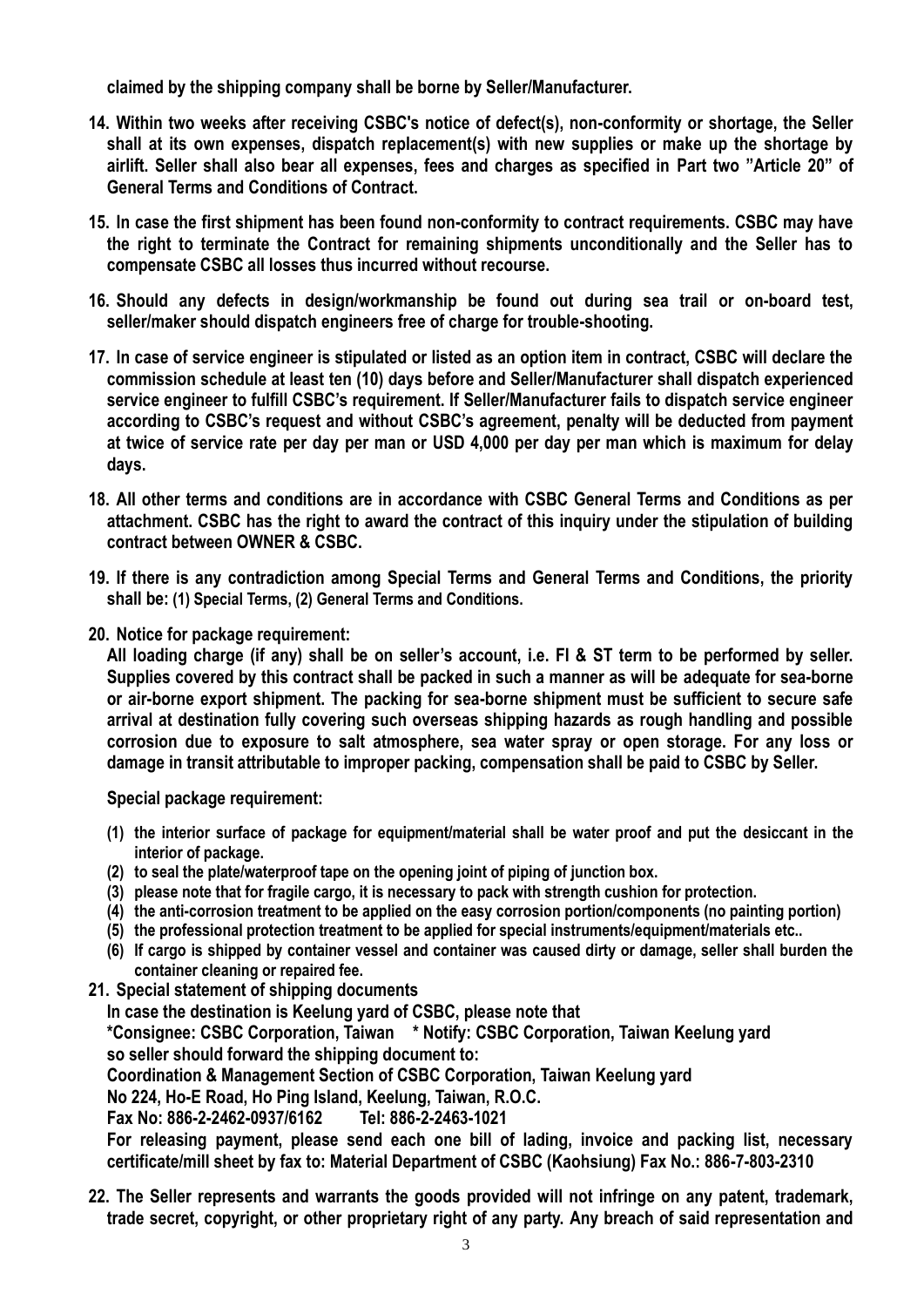**claimed by the shipping company shall be borne by Seller/Manufacturer.**

14. **Within two weeks after receiving CSBC's notice of defect(s), non-conformity or shortage, the Seller shall at its own expenses, dispatch replacement(s) with new supplies or make up the shortage by airlift. Seller shall also bear all expenses, fees and charges as specified in Part two "Article 20" of General Terms and Conditions of Contract.**

15. **In case the first shipment has been found non-conformity to contract requirements. CSBC may have the right to terminate the Contract for remaining shipments unconditionally and the Seller has to compensate CSBC all losses thus incurred without recourse.**

16. **Should any defects in design/workmanship be found out during sea trail or on-board test, seller/maker should dispatch engineers free of charge for trouble-shooting.**

17. **In case of service engineer is stipulated or listed as an option item in contract, CSBC will declare the commission schedule at least ten (10) days before and Seller/Manufacturer shall dispatch experienced service engineer to fulfill CSBC's requirement. If Seller/Manufacturer fails to dispatch service engineer according to CSBC's request and without CSBC's agreement, penalty will be deducted from payment at twice of service rate per day per man or USD 4,000 per day per man which is maximum for delay days.**

18. **All other terms and conditions are in accordance with CSBC General Terms and Conditions as per attachment. CSBC has the right to award the contract of this inquiry under the stipulation of building contract between OWNER & CSBC.**

19. **If there is any contradiction among Special Terms and General Terms and Conditions, the priority shall be: (1) Special Terms, (2) General Terms and Conditions.**

20. **Notice for package requirement:**

    **All loading charge (if any) shall be on seller's account, i.e. FI & ST term to be performed by seller. Supplies covered by this contract shall be packed in such a manner as will be adequate for sea-borne or air-borne export shipment. The packing for sea-borne shipment must be sufficient to secure safe arrival at destination fully covering such overseas shipping hazards as rough handling and possible corrosion due to exposure to salt atmosphere, sea water spray or open storage. For any loss or damage in transit attributable to improper packing, compensation shall be paid to CSBC by Seller.**

    **Special package requirement:**

    (1) **the interior surface of package for equipment/material shall be water proof and put the desiccant in the interior of package.**
    (2) **to seal the plate/waterproof tape on the opening joint of piping of junction box.**
    (3) **please note that for fragile cargo, it is necessary to pack with strength cushion for protection.**
    (4) **the anti-corrosion treatment to be applied on the easy corrosion portion/components (no painting portion)**
    (5) **the professional protection treatment to be applied for special instruments/equipment/materials etc..**
    (6) **If cargo is shipped by container vessel and container was caused dirty or damage, seller shall burden the container cleaning or repaired fee.**

21. **Special statement of shipping documents**

    **In case the destination is Keelung yard of CSBC, please note that**
    **\*Consignee: CSBC Corporation, Taiwan \* Notify: CSBC Corporation, Taiwan Keelung yard**
    **so seller should forward the shipping document to:**
    **Coordination & Management Section of CSBC Corporation, Taiwan Keelung yard**
    **No 224, Ho-E Road, Ho Ping Island, Keelung, Taiwan, R.O.C.**
    **Fax No: 886-2-2462-0937/6162 Tel: 886-2-2463-1021**
    **For releasing payment, please send each one bill of lading, invoice and packing list, necessary certificate/mill sheet by fax to: Material Department of CSBC (Kaohsiung) Fax No.: 886-7-803-2310**

22. **The Seller represents and warrants the goods provided will not infringe on any patent, trademark, trade secret, copyright, or other proprietary right of any party. Any breach of said representation and**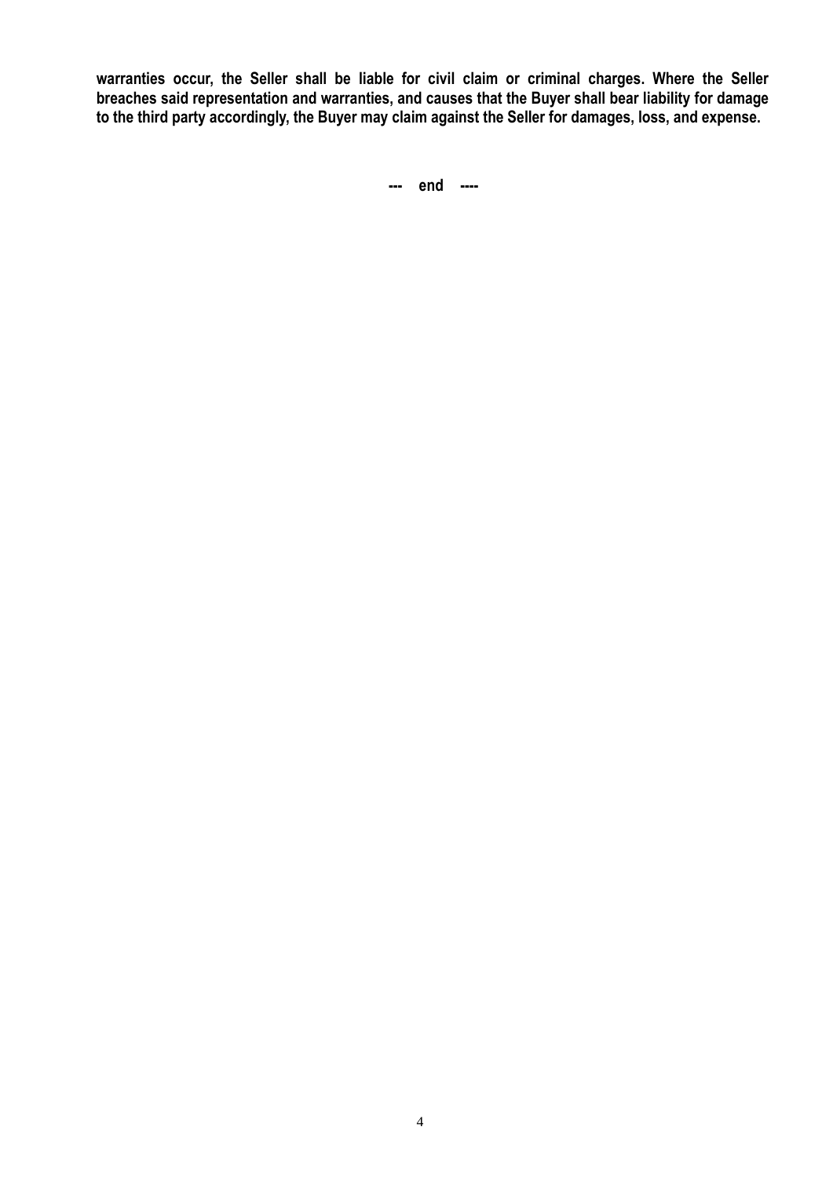**warranties occur, the Seller shall be liable for civil claim or criminal charges. Where the Seller breaches said representation and warranties, and causes that the Buyer shall bear liability for damage to the third party accordingly, the Buyer may claim against the Seller for damages, loss, and expense.**

**--- end ----**